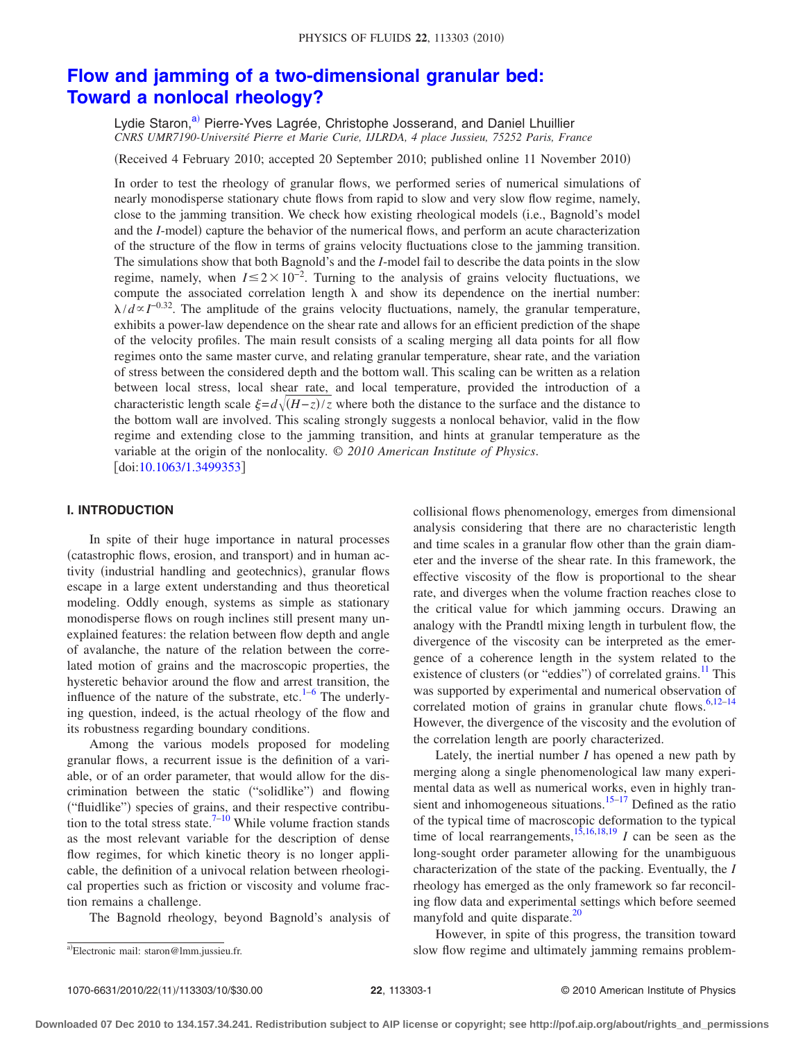# Flow and jamming of a two-dimensional granular bed: Toward a nonlocal rheology?

Lydie Staron,[a] Pierre-Yves Lagrée, Christophe Josserand, and Daniel Lhuillier

*CNRS UMR7190-Université Pierre et Marie Curie, IJLRDA, 4 place Jussieu, 75252 Paris, France*

(Received 4 February 2010; accepted 20 September 2010; published online 11 November 2010)

In order to test the rheology of granular flows, we performed series of numerical simulations of nearly monodisperse stationary chute flows from rapid to slow and very slow flow regime, namely, close to the jamming transition. We check how existing rheological models (i.e., Bagnold's model and the *I*-model) capture the behavior of the numerical flows, and perform an acute characterization of the structure of the flow in terms of grains velocity fluctuations close to the jamming transition. The simulations show that both Bagnold's and the *I*-model fail to describe the data points in the slow regime, namely, when $I \lesssim 2 \times 10^{-2}$. Turning to the analysis of grains velocity fluctuations, we compute the associated correlation length $\lambda$ and show its dependence on the inertial number: $\lambda/d \propto I^{-0.32}$. The amplitude of the grains velocity fluctuations, namely, the granular temperature, exhibits a power-law dependence on the shear rate and allows for an efficient prediction of the shape of the velocity profiles. The main result consists of a scaling merging all data points for all flow regimes onto the same master curve, and relating granular temperature, shear rate, and the variation of stress between the considered depth and the bottom wall. This scaling can be written as a relation between local stress, local shear rate, and local temperature, provided the introduction of a characteristic length scale $\xi = d\sqrt{(H-z)/z}$ where both the distance to the surface and the distance to the bottom wall are involved. This scaling strongly suggests a nonlocal behavior, valid in the flow regime and extending close to the jamming transition, and hints at granular temperature as the variable at the origin of the nonlocality. *© 2010 American Institute of Physics*. [doi:10.1063/1.3499353]

## I. INTRODUCTION

In spite of their huge importance in natural processes (catastrophic flows, erosion, and transport) and in human activity (industrial handling and geotechnics), granular flows escape in a large extent understanding and thus theoretical modeling. Oddly enough, systems as simple as stationary monodisperse flows on rough inclines still present many unexplained features: the relation between flow depth and angle of avalanche, the nature of the relation between the correlated motion of grains and the macroscopic properties, the hysteretic behavior around the flow and arrest transition, the influence of the nature of the substrate, etc.[1–6] The underlying question, indeed, is the actual rheology of the flow and its robustness regarding boundary conditions.

Among the various models proposed for modeling granular flows, a recurrent issue is the definition of a variable, or of an order parameter, that would allow for the discrimination between the static ("solidlike") and flowing ("fluidlike") species of grains, and their respective contribution to the total stress state.[7–10] While volume fraction stands as the most relevant variable for the description of dense flow regimes, for which kinetic theory is no longer applicable, the definition of a univocal relation between rheological properties such as friction or viscosity and volume fraction remains a challenge.

The Bagnold rheology, beyond Bagnold's analysis of collisional flows phenomenology, emerges from dimensional analysis considering that there are no characteristic length and time scales in a granular flow other than the grain diameter and the inverse of the shear rate. In this framework, the effective viscosity of the flow is proportional to the shear rate, and diverges when the volume fraction reaches close to the critical value for which jamming occurs. Drawing an analogy with the Prandtl mixing length in turbulent flow, the divergence of the viscosity can be interpreted as the emergence of a coherence length in the system related to the existence of clusters (or "eddies") of correlated grains.[11] This was supported by experimental and numerical observation of correlated motion of grains in granular chute flows.[6,12–14] However, the divergence of the viscosity and the evolution of the correlation length are poorly characterized.

Lately, the inertial number *I* has opened a new path by merging along a single phenomenological law many experimental data as well as numerical works, even in highly transient and inhomogeneous situations.[15–17] Defined as the ratio of the typical time of macroscopic deformation to the typical time of local rearrangements,[15,16,18,19] *I* can be seen as the long-sought order parameter allowing for the unambiguous characterization of the state of the packing. Eventually, the *I* rheology has emerged as the only framework so far reconciling flow data and experimental settings which before seemed manyfold and quite disparate.[20]

However, in spite of this progress, the transition toward slow flow regime and ultimately jamming remains problem-

[a] Electronic mail: staron@lmm.jussieu.fr.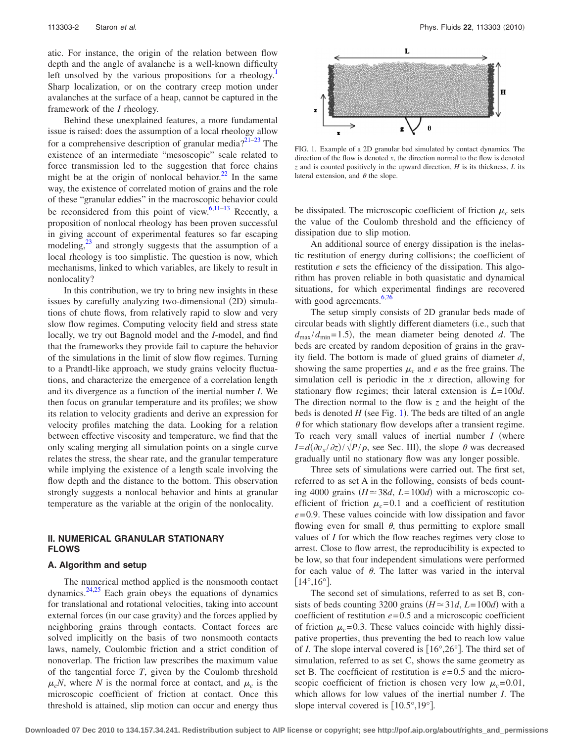atic. For instance, the origin of the relation between flow depth and the angle of avalanche is a well-known difficulty left unsolved by the various propositions for a rheology.[1] Sharp localization, or on the contrary creep motion under avalanches at the surface of a heap, cannot be captured in the framework of the $I$ rheology.

Behind these unexplained features, a more fundamental issue is raised: does the assumption of a local rheology allow for a comprehensive description of granular media?[21–23] The existence of an intermediate "mesoscopic" scale related to force transmission led to the suggestion that force chains might be at the origin of nonlocal behavior.[22] In the same way, the existence of correlated motion of grains and the role of these "granular eddies" in the macroscopic behavior could be reconsidered from this point of view.[6,11–13] Recently, a proposition of nonlocal rheology has been proven successful in giving account of experimental features so far escaping modeling,[23] and strongly suggests that the assumption of a local rheology is too simplistic. The question is now, which mechanisms, linked to which variables, are likely to result in nonlocality?

In this contribution, we try to bring new insights in these issues by carefully analyzing two-dimensional (2D) simulations of chute flows, from relatively rapid to slow and very slow flow regimes. Computing velocity field and stress state locally, we try out Bagnold model and the $I$-model, and find that the frameworks they provide fail to capture the behavior of the simulations in the limit of slow flow regimes. Turning to a Prandtl-like approach, we study grains velocity fluctuations, and characterize the emergence of a correlation length and its divergence as a function of the inertial number $I$. We then focus on granular temperature and its profiles; we show its relation to velocity gradients and derive an expression for velocity profiles matching the data. Looking for a relation between effective viscosity and temperature, we find that the only scaling merging all simulation points on a single curve relates the stress, the shear rate, and the granular temperature while implying the existence of a length scale involving the flow depth and the distance to the bottom. This observation strongly suggests a nonlocal behavior and hints at granular temperature as the variable at the origin of the nonlocality.

## II. NUMERICAL GRANULAR STATIONARY FLOWS

### A. Algorithm and setup

The numerical method applied is the nonsmooth contact dynamics.[24,25] Each grain obeys the equations of dynamics for translational and rotational velocities, taking into account external forces (in our case gravity) and the forces applied by neighboring grains through contacts. Contact forces are solved implicitly on the basis of two nonsmooth contacts laws, namely, Coulombic friction and a strict condition of nonoverlap. The friction law prescribes the maximum value of the tangential force $T$, given by the Coulomb threshold $\mu_c N$, where $N$ is the normal force at contact, and $\mu_c$ is the microscopic coefficient of friction at contact. Once this threshold is attained, slip motion can occur and energy thus be dissipated. The microscopic coefficient of friction $\mu_c$ sets the value of the Coulomb threshold and the efficiency of dissipation due to slip motion.

L

H

z

x

g

θ

FIG. 1. Example of a 2D granular bed simulated by contact dynamics. The direction of the flow is denoted $x$, the direction normal to the flow is denoted $z$ and is counted positively in the upward direction, $H$ is its thickness, $L$ its lateral extension, and $\theta$ the slope.

An additional source of energy dissipation is the inelastic restitution of energy during collisions; the coefficient of restitution $e$ sets the efficiency of the dissipation. This algorithm has proven reliable in both quasistatic and dynamical situations, for which experimental findings are recovered with good agreements.[6,26]

The setup simply consists of 2D granular beds made of circular beads with slightly different diameters (i.e., such that $d_{\max}/d_{\min}=1.5$), the mean diameter being denoted $d$. The beds are created by random deposition of grains in the gravity field. The bottom is made of glued grains of diameter $d$, showing the same properties $\mu_c$ and $e$ as the free grains. The simulation cell is periodic in the $x$ direction, allowing for stationary flow regimes; their lateral extension is $L=100d$. The direction normal to the flow is $z$ and the height of the beds is denoted $H$ (see Fig. 1). The beds are tilted of an angle $\theta$ for which stationary flow develops after a transient regime. To reach very small values of inertial number $I$ (where $I=d(\partial v_x/\partial z)/\sqrt{P/\rho}$, see Sec. III), the slope $\theta$ was decreased gradually until no stationary flow was any longer possible.

Three sets of simulations were carried out. The first set, referred to as set A in the following, consists of beds counting 4000 grains ($H\simeq 38d$, $L=100d$) with a microscopic coefficient of friction $\mu_c=0.1$ and a coefficient of restitution $e=0.9$. These values coincide with low dissipation and favor flowing even for small $\theta$, thus permitting to explore small values of $I$ for which the flow reaches regimes very close to arrest. Close to flow arrest, the reproducibility is expected to be low, so that four independent simulations were performed for each value of $\theta$. The latter was varied in the interval $[14°,16°]$.

The second set of simulations, referred to as set B, consists of beds counting 3200 grains ($H\simeq 31d$, $L=100d$) with a coefficient of restitution $e=0.5$ and a microscopic coefficient of friction $\mu_c=0.3$. These values coincide with highly dissipative properties, thus preventing the bed to reach low value of $I$. The slope interval covered is $[16°,26°]$. The third set of simulation, referred to as set C, shows the same geometry as set B. The coefficient of restitution is $e=0.5$ and the microscopic coefficient of friction is chosen very low $\mu_c=0.01$, which allows for low values of the inertial number $I$. The slope interval covered is $[10.5°,19°]$.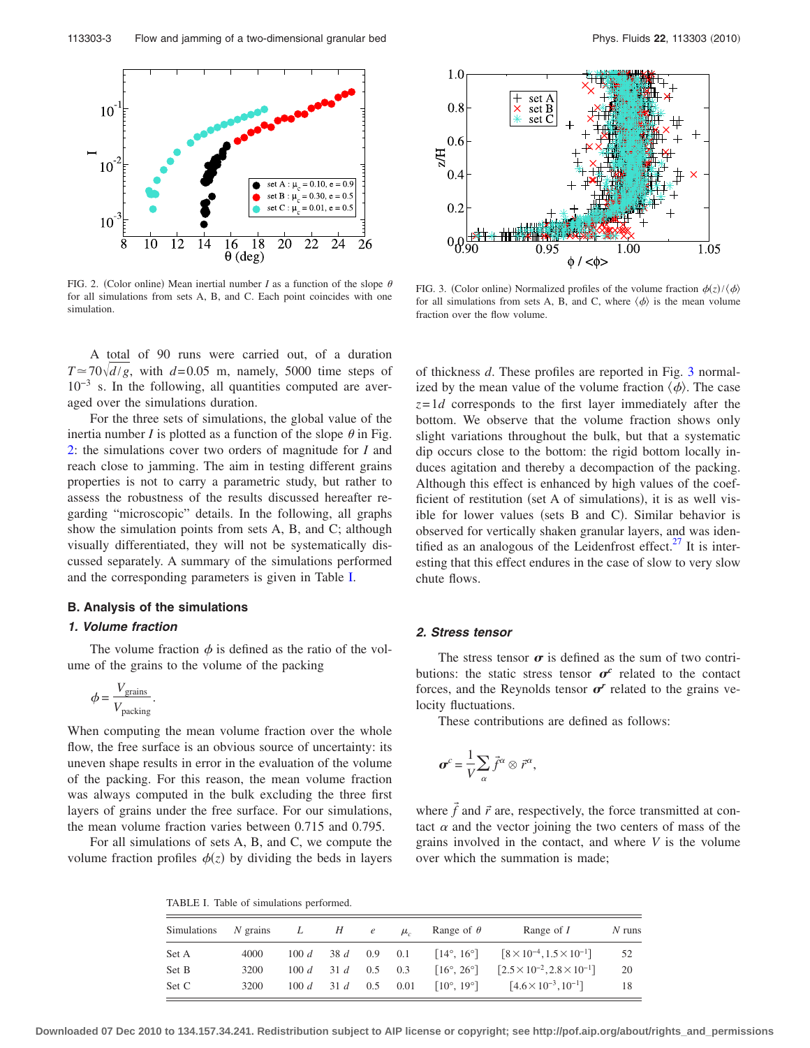FIG. 2. (Color online) Mean inertial number $I$ as a function of the slope $\theta$ for all simulations from sets A, B, and C. Each point coincides with one simulation.

FIG. 3. (Color online) Normalized profiles of the volume fraction $\phi(z)/\langle\phi\rangle$ for all simulations from sets A, B, and C, where $\langle\phi\rangle$ is the mean volume fraction over the flow volume.

A total of 90 runs were carried out, of a duration $T \simeq 70\sqrt{d/g}$, with $d=0.05$ m, namely, 5000 time steps of $10^{-3}$ s. In the following, all quantities computed are averaged over the simulations duration.

For the three sets of simulations, the global value of the inertia number $I$ is plotted as a function of the slope $\theta$ in Fig. 2: the simulations cover two orders of magnitude for $I$ and reach close to jamming. The aim in testing different grains properties is not to carry a parametric study, but rather to assess the robustness of the results discussed hereafter regarding "microscopic" details. In the following, all graphs show the simulation points from sets A, B, and C; although visually differentiated, they will not be systematically discussed separately. A summary of the simulations performed and the corresponding parameters is given in Table I.

### B. Analysis of the simulations

#### *1. Volume fraction*

The volume fraction $\phi$ is defined as the ratio of the volume of the grains to the volume of the packing

$$\phi = \frac{V_{\text{grains}}}{V_{\text{packing}}}.$$

When computing the mean volume fraction over the whole flow, the free surface is an obvious source of uncertainty: its uneven shape results in error in the evaluation of the volume of the packing. For this reason, the mean volume fraction was always computed in the bulk excluding the three first layers of grains under the free surface. For our simulations, the mean volume fraction varies between 0.715 and 0.795.

For all simulations of sets A, B, and C, we compute the volume fraction profiles $\phi(z)$ by dividing the beds in layers of thickness $d$. These profiles are reported in Fig. 3 normalized by the mean value of the volume fraction $\langle\phi\rangle$. The case $z=1d$ corresponds to the first layer immediately after the bottom. We observe that the volume fraction shows only slight variations throughout the bulk, but that a systematic dip occurs close to the bottom: the rigid bottom locally induces agitation and thereby a decompaction of the packing. Although this effect is enhanced by high values of the coefficient of restitution (set A of simulations), it is as well visible for lower values (sets B and C). Similar behavior is observed for vertically shaken granular layers, and was identified as an analogous of the Leidenfrost effect.[27] It is interesting that this effect endures in the case of slow to very slow chute flows.

#### *2. Stress tensor*

The stress tensor $\boldsymbol{\sigma}$ is defined as the sum of two contributions: the static stress tensor $\boldsymbol{\sigma}^c$ related to the contact forces, and the Reynolds tensor $\boldsymbol{\sigma}^r$ related to the grains velocity fluctuations.

These contributions are defined as follows:

$$\boldsymbol{\sigma}^c = \frac{1}{V}\sum_{\alpha} \vec{f}^{\alpha} \otimes \vec{r}^{\alpha},$$

where $\vec{f}$ and $\vec{r}$ are, respectively, the force transmitted at contact $\alpha$ and the vector joining the two centers of mass of the grains involved in the contact, and where $V$ is the volume over which the summation is made;

TABLE I. Table of simulations performed.

| Simulations | $N$ grains | $L$ | $H$ | $e$ | $\mu_c$ | Range of $\theta$ | Range of $I$ | $N$ runs |
|---|---|---|---|---|---|---|---|---|
| Set A | 4000 | 100 $d$ | 38 $d$ | 0.9 | 0.1 | [14°, 16°] | $[8\times10^{-4}, 1.5\times10^{-1}]$ | 52 |
| Set B | 3200 | 100 $d$ | 31 $d$ | 0.5 | 0.3 | [16°, 26°] | $[2.5\times10^{-2}, 2.8\times10^{-1}]$ | 20 |
| Set C | 3200 | 100 $d$ | 31 $d$ | 0.5 | 0.01 | [10°, 19°] | $[4.6\times10^{-3}, 10^{-1}]$ | 18 |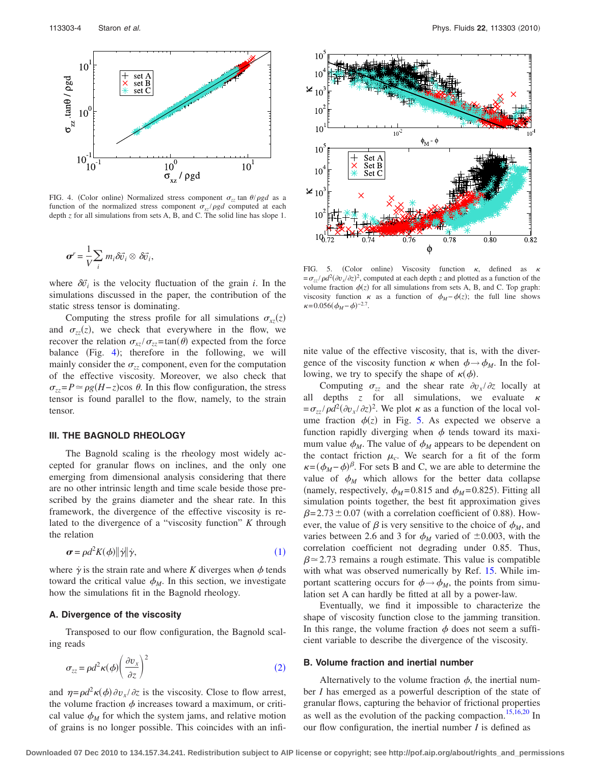FIG. 4. (Color online) Normalized stress component $\sigma_{zz}\tan\theta/\rho gd$ as a function of the normalized stress component $\sigma_{xz}/\rho gd$ computed at each depth $z$ for all simulations from sets A, B, and C. The solid line has slope 1.

$$\boldsymbol{\sigma}^{r} = \frac{1}{V}\sum_{i} m_i \delta\vec{v}_i \otimes \delta\vec{v}_i,$$

where $\delta\vec{v}_i$ is the velocity fluctuation of the grain $i$. In the simulations discussed in the paper, the contribution of the static stress tensor is dominating.

Computing the stress profile for all simulations $\sigma_{xz}(z)$ and $\sigma_{zz}(z)$, we check that everywhere in the flow, we recover the relation $\sigma_{xz}/\sigma_{zz}=\tan(\theta)$ expected from the force balance (Fig. 4); therefore in the following, we will mainly consider the $\sigma_{zz}$ component, even for the computation of the effective viscosity. Moreover, we also check that $\sigma_{zz}=P\simeq\rho g(H-z)\cos\theta$. In this flow configuration, the stress tensor is found parallel to the flow, namely, to the strain tensor.

### III. THE BAGNOLD RHEOLOGY

The Bagnold scaling is the rheology most widely accepted for granular flows on inclines, and the only one emerging from dimensional analysis considering that there are no other intrinsic length and time scale beside those prescribed by the grains diameter and the shear rate. In this framework, the divergence of the effective viscosity is related to the divergence of a "viscosity function" $K$ through the relation

$$\boldsymbol{\sigma} = \rho d^2 K(\phi)\|\dot{\gamma}\|\dot{\gamma}, \quad (1)$$

where $\dot{\gamma}$ is the strain rate and where $K$ diverges when $\phi$ tends toward the critical value $\phi_M$. In this section, we investigate how the simulations fit in the Bagnold rheology.

#### A. Divergence of the viscosity

Transposed to our flow configuration, the Bagnold scaling reads

$$\sigma_{zz} = \rho d^2 \kappa(\phi)\left(\frac{\partial v_x}{\partial z}\right)^2 \quad (2)$$

and $\eta=\rho d^2\kappa(\phi)\,\partial v_x/\partial z$ is the viscosity. Close to flow arrest, the volume fraction $\phi$ increases toward a maximum, or critical value $\phi_M$ for which the system jams, and relative motion of grains is no longer possible. This coincides with an infinite value of the effective viscosity, that is, with the divergence of the viscosity function $\kappa$ when $\phi\to\phi_M$. In the following, we try to specify the shape of $\kappa(\phi)$.

FIG. 5. (Color online) Viscosity function $\kappa$, defined as $\kappa=\sigma_{zz}/\rho d^2(\partial v_x/\partial z)^2$, computed at each depth $z$ and plotted as a function of the volume fraction $\phi(z)$ for all simulations from sets A, B, and C. Top graph: viscosity function $\kappa$ as a function of $\phi_M-\phi(z)$; the full line shows $\kappa=0.056(\phi_M-\phi)^{-2.7}$.

Computing $\sigma_{zz}$ and the shear rate $\partial v_x/\partial z$ locally at all depths $z$ for all simulations, we evaluate $\kappa=\sigma_{zz}/\rho d^2(\partial v_x/\partial z)^2$. We plot $\kappa$ as a function of the local volume fraction $\phi(z)$ in Fig. 5. As expected we observe a function rapidly diverging when $\phi$ tends toward its maximum value $\phi_M$. The value of $\phi_M$ appears to be dependent on the contact friction $\mu_c$. We search for a fit of the form $\kappa=(\phi_M-\phi)^{\beta}$. For sets B and C, we are able to determine the value of $\phi_M$ which allows for the better data collapse (namely, respectively, $\phi_M=0.815$ and $\phi_M=0.825$). Fitting all simulation points together, the best fit approximation gives $\beta=2.73\pm0.07$ (with a correlation coefficient of 0.88). However, the value of $\beta$ is very sensitive to the choice of $\phi_M$, and varies between 2.6 and 3 for $\phi_M$ varied of $\pm0.003$, with the correlation coefficient not degrading under 0.85. Thus, $\beta\simeq2.73$ remains a rough estimate. This value is compatible with what was observed numerically by Ref. 15. While important scattering occurs for $\phi\to\phi_M$, the points from simulation set A can hardly be fitted at all by a power-law.

Eventually, we find it impossible to characterize the shape of viscosity function close to the jamming transition. In this range, the volume fraction $\phi$ does not seem a sufficient variable to describe the divergence of the viscosity.

#### B. Volume fraction and inertial number

Alternatively to the volume fraction $\phi$, the inertial number $I$ has emerged as a powerful description of the state of granular flows, capturing the behavior of frictional properties as well as the evolution of the packing compaction.[15,16,20] In our flow configuration, the inertial number $I$ is defined as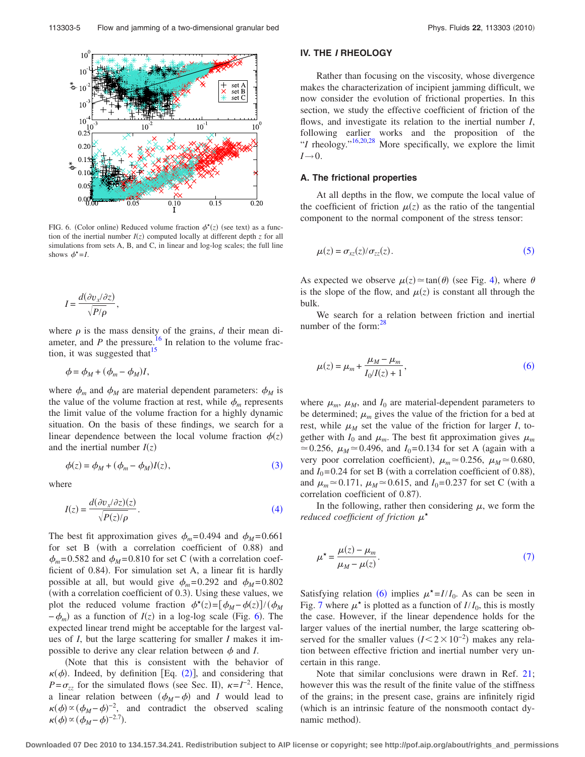FIG. 6. (Color online) Reduced volume fraction $\phi^\star(z)$ (see text) as a function of the inertial number $I(z)$ computed locally at different depth $z$ for all simulations from sets A, B, and C, in linear and log-log scales; the full line shows $\phi^\star = I$.

$$I = \frac{d(\partial v_x/\partial z)}{\sqrt{P/\rho}},$$

where $\rho$ is the mass density of the grains, $d$ their mean diameter, and $P$ the pressure.[16] In relation to the volume fraction, it was suggested that[15]

$$\phi = \phi_M + (\phi_m - \phi_M)I,$$

where $\phi_m$ and $\phi_M$ are material dependent parameters: $\phi_M$ is the value of the volume fraction at rest, while $\phi_m$ represents the limit value of the volume fraction for a highly dynamic situation. On the basis of these findings, we search for a linear dependence between the local volume fraction $\phi(z)$ and the inertial number $I(z)$

$$\phi(z) = \phi_M + (\phi_m - \phi_M)I(z), \tag{3}$$

where

$$I(z) = \frac{d(\partial v_x/\partial z)(z)}{\sqrt{P(z)/\rho}}. \tag{4}$$

The best fit approximation gives $\phi_m = 0.494$ and $\phi_M = 0.661$ for set B (with a correlation coefficient of 0.88) and $\phi_m = 0.582$ and $\phi_M = 0.810$ for set C (with a correlation coefficient of 0.84). For simulation set A, a linear fit is hardly possible at all, but would give $\phi_m = 0.292$ and $\phi_M = 0.802$ (with a correlation coefficient of 0.3). Using these values, we plot the reduced volume fraction $\phi^\star(z) = [\phi_M - \phi(z)]/(\phi_M - \phi_m)$ as a function of $I(z)$ in a log-log scale (Fig. 6). The expected linear trend might be acceptable for the largest values of $I$, but the large scattering for smaller $I$ makes it impossible to derive any clear relation between $\phi$ and $I$.

(Note that this is consistent with the behavior of $\kappa(\phi)$. Indeed, by definition [Eq. (2)], and considering that $P = \sigma_{zz}$ for the simulated flows (see Sec. II), $\kappa = I^{-2}$. Hence, a linear relation between $(\phi_M - \phi)$ and $I$ would lead to $\kappa(\phi) \propto (\phi_M - \phi)^{-2}$, and contradict the observed scaling $\kappa(\phi) \propto (\phi_M - \phi)^{-2.7}$).

## IV. THE *I* RHEOLOGY

Rather than focusing on the viscosity, whose divergence makes the characterization of incipient jamming difficult, we now consider the evolution of frictional properties. In this section, we study the effective coefficient of friction of the flows, and investigate its relation to the inertial number $I$, following earlier works and the proposition of the "$I$ rheology."[16,20,28] More specifically, we explore the limit $I \to 0$.

### A. The frictional properties

At all depths in the flow, we compute the local value of the coefficient of friction $\mu(z)$ as the ratio of the tangential component to the normal component of the stress tensor:

$$\mu(z) = \sigma_{xz}(z)/\sigma_{zz}(z). \tag{5}$$

As expected we observe $\mu(z) \simeq \tan(\theta)$ (see Fig. 4), where $\theta$ is the slope of the flow, and $\mu(z)$ is constant all through the bulk.

We search for a relation between friction and inertial number of the form:[28]

$$\mu(z) = \mu_m + \frac{\mu_M - \mu_m}{I_0/I(z) + 1}, \tag{6}$$

where $\mu_m$, $\mu_M$, and $I_0$ are material-dependent parameters to be determined; $\mu_m$ gives the value of the friction for a bed at rest, while $\mu_M$ set the value of the friction for larger $I$, together with $I_0$ and $\mu_m$. The best fit approximation gives $\mu_m \simeq 0.256$, $\mu_M \simeq 0.496$, and $I_0 = 0.134$ for set A (again with a very poor correlation coefficient), $\mu_m \simeq 0.256$, $\mu_M \simeq 0.680$, and $I_0 = 0.24$ for set B (with a correlation coefficient of 0.88), and $\mu_m \simeq 0.171$, $\mu_M \simeq 0.615$, and $I_0 = 0.237$ for set C (with a correlation coefficient of 0.87).

In the following, rather then considering $\mu$, we form the *reduced coefficient of friction* $\mu^\star$

$$\mu^\star = \frac{\mu(z) - \mu_m}{\mu_M - \mu(z)}. \tag{7}$$

Satisfying relation (6) implies $\mu^\star = I/I_0$. As can be seen in Fig. 7 where $\mu^\star$ is plotted as a function of $I/I_0$, this is mostly the case. However, if the linear dependence holds for the larger values of the inertial number, the large scattering observed for the smaller values ($I < 2 \times 10^{-2}$) makes any relation between effective friction and inertial number very uncertain in this range.

Note that similar conclusions were drawn in Ref. 21; however this was the result of the finite value of the stiffness of the grains; in the present case, grains are infinitely rigid (which is an intrinsic feature of the nonsmooth contact dynamic method).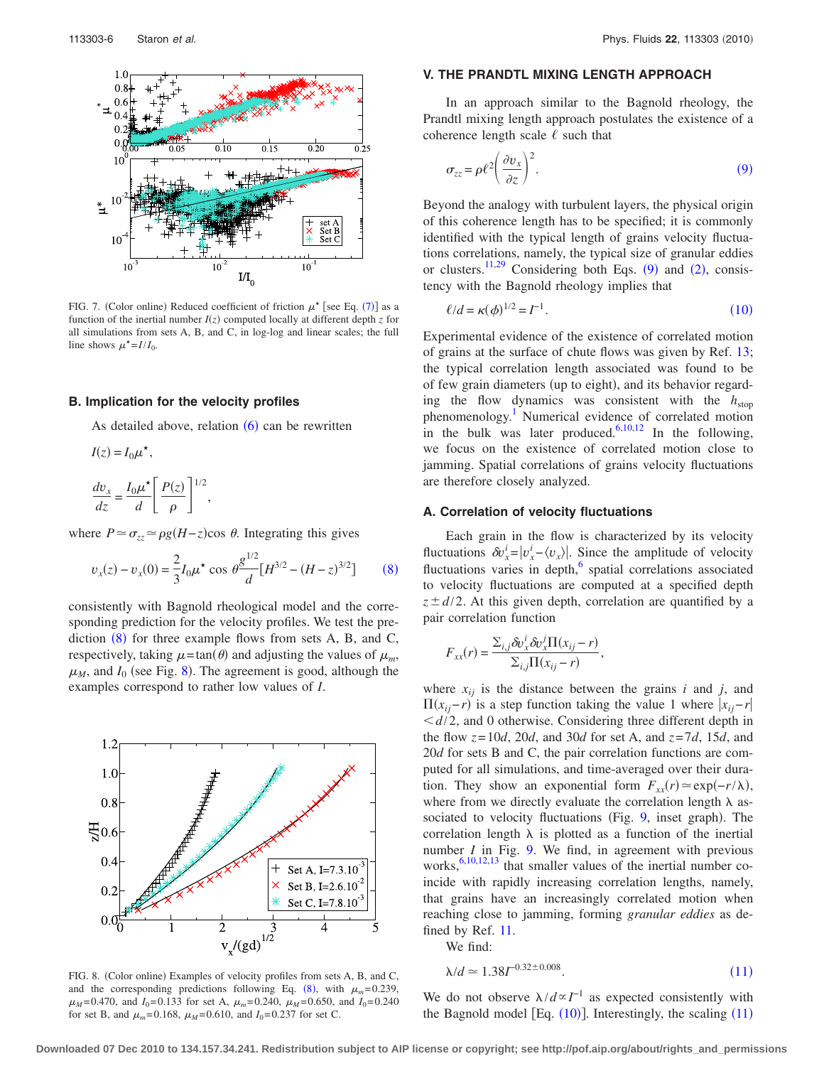FIG. 7. (Color online) Reduced coefficient of friction $\mu^\star$ [see Eq. (7)] as a function of the inertial number $I(z)$ computed locally at different depth $z$ for all simulations from sets A, B, and C, in log-log and linear scales; the full line shows $\mu^\star = I/I_0$.

### B. Implication for the velocity profiles

As detailed above, relation (6) can be rewritten

$$I(z) = I_0 \mu^\star,$$

$$\frac{dv_x}{dz} = \frac{I_0 \mu^\star}{d}\left[\frac{P(z)}{\rho}\right]^{1/2},$$

where $P \simeq \sigma_{zz} \simeq \rho g (H-z)\cos\theta$. Integrating this gives

$$v_x(z) - v_x(0) = \frac{2}{3} I_0 \mu^\star \cos\theta \frac{g^{1/2}}{d}\left[H^{3/2} - (H-z)^{3/2}\right] \quad (8)$$

consistently with Bagnold rheological model and the corresponding prediction for the velocity profiles. We test the prediction (8) for three example flows from sets A, B, and C, respectively, taking $\mu = \tan(\theta)$ and adjusting the values of $\mu_m$, $\mu_M$, and $I_0$ (see Fig. 8). The agreement is good, although the examples correspond to rather low values of $I$.

FIG. 8. (Color online) Examples of velocity profiles from sets A, B, and C, and the corresponding predictions following Eq. (8), with $\mu_m=0.239$, $\mu_M=0.470$, and $I_0=0.133$ for set A, $\mu_m=0.240$, $\mu_M=0.650$, and $I_0=0.240$ for set B, and $\mu_m=0.168$, $\mu_M=0.610$, and $I_0=0.237$ for set C.

## V. THE PRANDTL MIXING LENGTH APPROACH

In an approach similar to the Bagnold rheology, the Prandtl mixing length approach postulates the existence of a coherence length scale $\ell$ such that

$$\sigma_{zz} = \rho \ell^2 \left(\frac{\partial v_x}{\partial z}\right)^2. \quad (9)$$

Beyond the analogy with turbulent layers, the physical origin of this coherence length has to be specified; it is commonly identified with the typical length of grains velocity fluctuations correlations, namely, the typical size of granular eddies or clusters.[11,29] Considering both Eqs. (9) and (2), consistency with the Bagnold rheology implies that

$$\ell/d = \kappa(\phi)^{1/2} = I^{-1}. \quad (10)$$

Experimental evidence of the existence of correlated motion of grains at the surface of chute flows was given by Ref. 13; the typical correlation length associated was found to be of few grain diameters (up to eight), and its behavior regarding the flow dynamics was consistent with the $h_{\text{stop}}$ phenomenology.[1] Numerical evidence of correlated motion in the bulk was later produced.[6,10,12] In the following, we focus on the existence of correlated motion close to jamming. Spatial correlations of grains velocity fluctuations are therefore closely analyzed.

### A. Correlation of velocity fluctuations

Each grain in the flow is characterized by its velocity fluctuations $\delta v_x^i = |v_x^i - \langle v_x \rangle|$. Since the amplitude of velocity fluctuations varies in depth,[6] spatial correlations associated to velocity fluctuations are computed at a specified depth $z \pm d/2$. At this given depth, correlation are quantified by a pair correlation function

$$F_{xx}(r) = \frac{\Sigma_{i,j} \delta v_x^i \delta v_x^j \Pi(x_{ij} - r)}{\Sigma_{i,j} \Pi(x_{ij} - r)},$$

where $x_{ij}$ is the distance between the grains $i$ and $j$, and $\Pi(x_{ij} - r)$ is a step function taking the value 1 where $|x_{ij} - r| < d/2$, and 0 otherwise. Considering three different depth in the flow $z = 10d$, $20d$, and $30d$ for set A, and $z = 7d$, $15d$, and $20d$ for sets B and C, the pair correlation functions are computed for all simulations, and time-averaged over their duration. They show an exponential form $F_{xx}(r) \simeq \exp(-r/\lambda)$, where from we directly evaluate the correlation length $\lambda$ associated to velocity fluctuations (Fig. 9, inset graph). The correlation length $\lambda$ is plotted as a function of the inertial number $I$ in Fig. 9. We find, in agreement with previous works,[6,10,12,13] that smaller values of the inertial number coincide with rapidly increasing correlation lengths, namely, that grains have an increasingly correlated motion when reaching close to jamming, forming *granular eddies* as defined by Ref. 11.

We find:

$$\lambda/d \simeq 1.38 I^{-0.32 \pm 0.008}. \quad (11)$$

We do not observe $\lambda/d \propto I^{-1}$ as expected consistently with the Bagnold model [Eq. (10)]. Interestingly, the scaling (11)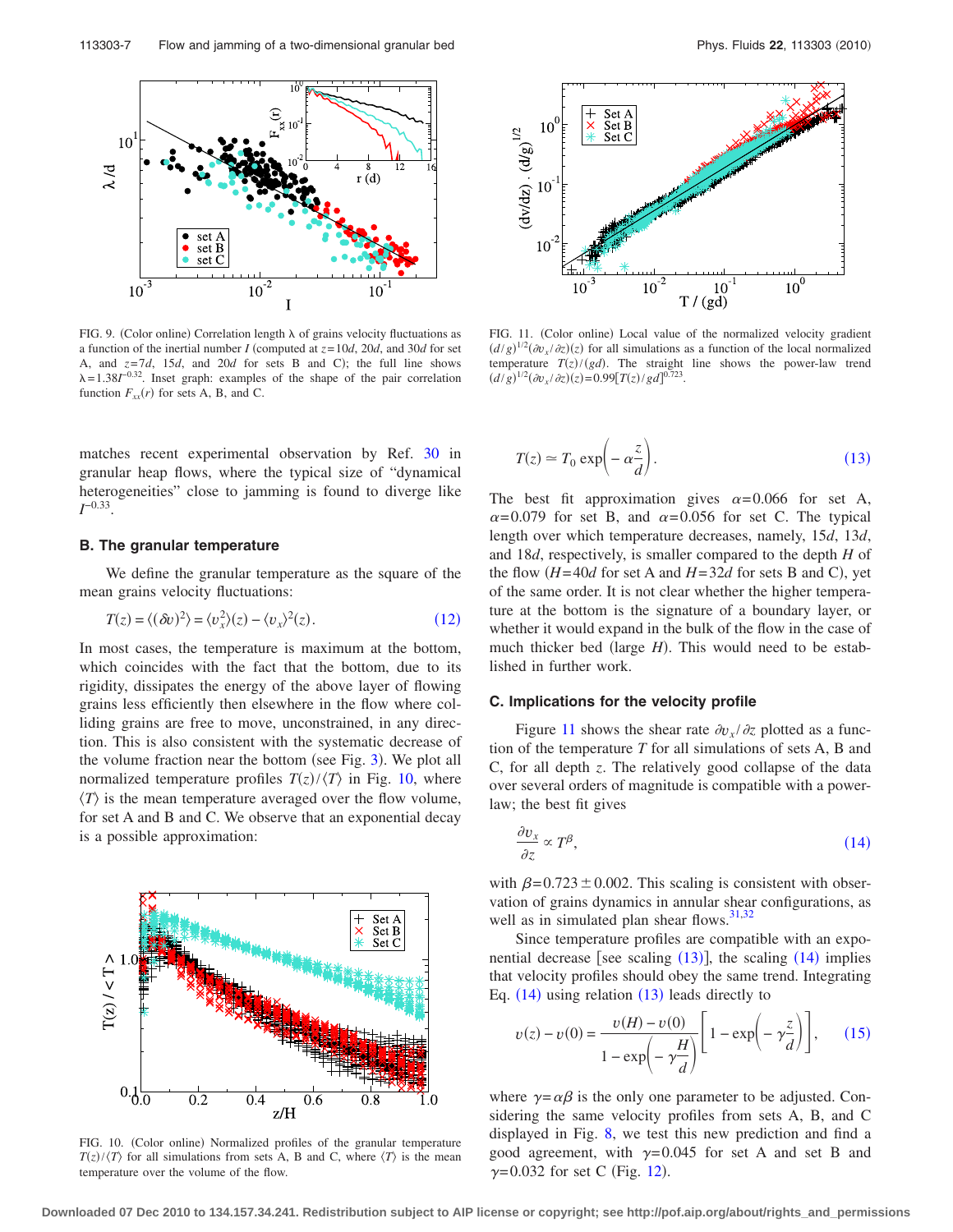FIG. 9. (Color online) Correlation length $\lambda$ of grains velocity fluctuations as a function of the inertial number $I$ (computed at $z=10d$, $20d$, and $30d$ for set A, and $z=7d$, $15d$, and $20d$ for sets B and C); the full line shows $\lambda=1.38I^{-0.32}$. Inset graph: examples of the shape of the pair correlation function $F_{xx}(r)$ for sets A, B, and C.

matches recent experimental observation by Ref. 30 in granular heap flows, where the typical size of "dynamical heterogeneities" close to jamming is found to diverge like $I^{-0.33}$.

### B. The granular temperature

We define the granular temperature as the square of the mean grains velocity fluctuations:

$$T(z) = \langle(\delta v)^2\rangle = \langle v_x^2\rangle(z) - \langle v_x\rangle^2(z). \tag{12}$$

In most cases, the temperature is maximum at the bottom, which coincides with the fact that the bottom, due to its rigidity, dissipates the energy of the above layer of flowing grains less efficiently then elsewhere in the flow where colliding grains are free to move, unconstrained, in any direction. This is also consistent with the systematic decrease of the volume fraction near the bottom (see Fig. 3). We plot all normalized temperature profiles $T(z)/\langle T\rangle$ in Fig. 10, where $\langle T\rangle$ is the mean temperature averaged over the flow volume, for set A and B and C. We observe that an exponential decay is a possible approximation:

FIG. 10. (Color online) Normalized profiles of the granular temperature $T(z)/\langle T\rangle$ for all simulations from sets A, B and C, where $\langle T\rangle$ is the mean temperature over the volume of the flow.

FIG. 11. (Color online) Local value of the normalized velocity gradient $(d/g)^{1/2}(\partial v_x/\partial z)(z)$ for all simulations as a function of the local normalized temperature $T(z)/(gd)$. The straight line shows the power-law trend $(d/g)^{1/2}(\partial v_x/\partial z)(z)=0.99[T(z)/gd]^{0.723}$.

$$T(z) \simeq T_0 \exp\left(-\alpha\frac{z}{d}\right). \tag{13}$$

The best fit approximation gives $\alpha=0.066$ for set A, $\alpha=0.079$ for set B, and $\alpha=0.056$ for set C. The typical length over which temperature decreases, namely, $15d$, $13d$, and $18d$, respectively, is smaller compared to the depth $H$ of the flow ($H=40d$ for set A and $H=32d$ for sets B and C), yet of the same order. It is not clear whether the higher temperature at the bottom is the signature of a boundary layer, or whether it would expand in the bulk of the flow in the case of much thicker bed (large $H$). This would need to be established in further work.

### C. Implications for the velocity profile

Figure 11 shows the shear rate $\partial v_x/\partial z$ plotted as a function of the temperature $T$ for all simulations of sets A, B and C, for all depth $z$. The relatively good collapse of the data over several orders of magnitude is compatible with a power-law; the best fit gives

$$\frac{\partial v_x}{\partial z} \propto T^{\beta}, \tag{14}$$

with $\beta=0.723\pm0.002$. This scaling is consistent with observation of grains dynamics in annular shear configurations, as well as in simulated plan shear flows.[31,32]

Since temperature profiles are compatible with an exponential decrease [see scaling (13)], the scaling (14) implies that velocity profiles should obey the same trend. Integrating Eq. (14) using relation (13) leads directly to

$$v(z) - v(0) = \frac{v(H)-v(0)}{1-\exp\left(-\gamma\dfrac{H}{d}\right)}\left[1-\exp\left(-\gamma\frac{z}{d}\right)\right], \tag{15}$$

where $\gamma=\alpha\beta$ is the only one parameter to be adjusted. Considering the same velocity profiles from sets A, B, and C displayed in Fig. 8, we test this new prediction and find a good agreement, with $\gamma=0.045$ for set A and set B and $\gamma=0.032$ for set C (Fig. 12).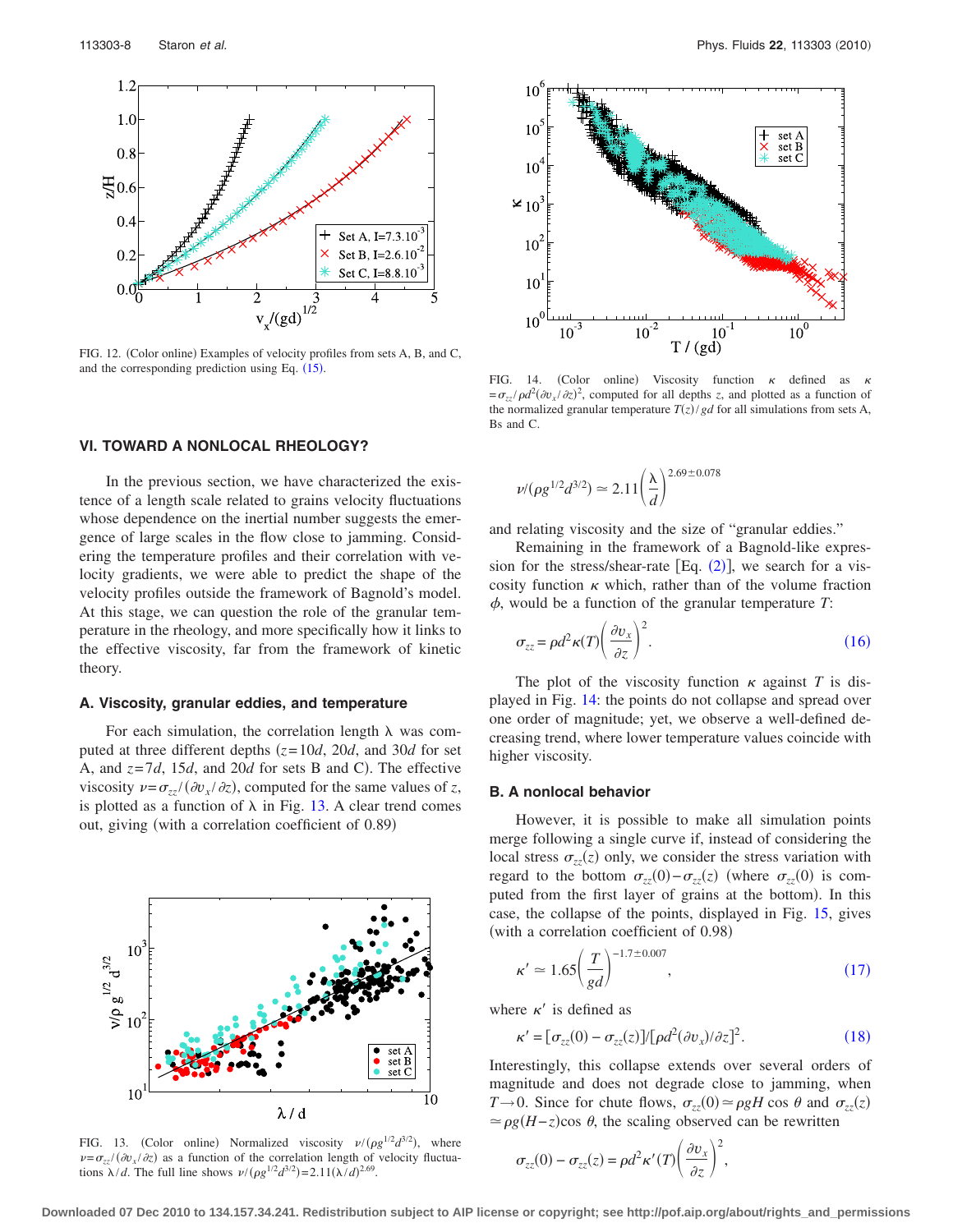FIG. 12. (Color online) Examples of velocity profiles from sets A, B, and C, and the corresponding prediction using Eq. (15).

## VI. TOWARD A NONLOCAL RHEOLOGY?

In the previous section, we have characterized the existence of a length scale related to grains velocity fluctuations whose dependence on the inertial number suggests the emergence of large scales in the flow close to jamming. Considering the temperature profiles and their correlation with velocity gradients, we were able to predict the shape of the velocity profiles outside the framework of Bagnold's model. At this stage, we can question the role of the granular temperature in the rheology, and more specifically how it links to the effective viscosity, far from the framework of kinetic theory.

### A. Viscosity, granular eddies, and temperature

For each simulation, the correlation length $\lambda$ was computed at three different depths ($z=10d$, $20d$, and $30d$ for set A, and $z=7d$, $15d$, and $20d$ for sets B and C). The effective viscosity $\nu=\sigma_{zz}/(\partial v_x/\partial z)$, computed for the same values of $z$, is plotted as a function of $\lambda$ in Fig. 13. A clear trend comes out, giving (with a correlation coefficient of 0.89)

FIG. 13. (Color online) Normalized viscosity $\nu/(\rho g^{1/2}d^{3/2})$, where $\nu=\sigma_{zz}/(\partial v_x/\partial z)$ as a function of the correlation length of velocity fluctuations $\lambda/d$. The full line shows $\nu/(\rho g^{1/2}d^{3/2})=2.11(\lambda/d)^{2.69}$.

FIG. 14. (Color online) Viscosity function $\kappa$ defined as $\kappa=\sigma_{zz}/\rho d^2(\partial v_x/\partial z)^2$, computed for all depths $z$, and plotted as a function of the normalized granular temperature $T(z)/gd$ for all simulations from sets A, Bs and C.

$$\nu/(\rho g^{1/2}d^{3/2}) \simeq 2.11\left(\frac{\lambda}{d}\right)^{2.69\pm0.078}$$

and relating viscosity and the size of "granular eddies."

Remaining in the framework of a Bagnold-like expression for the stress/shear-rate [Eq. (2)], we search for a viscosity function $\kappa$ which, rather than of the volume fraction $\phi$, would be a function of the granular temperature $T$:

$$\sigma_{zz}=\rho d^2\kappa(T)\left(\frac{\partial v_x}{\partial z}\right)^2. \tag{16}$$

The plot of the viscosity function $\kappa$ against $T$ is displayed in Fig. 14: the points do not collapse and spread over one order of magnitude; yet, we observe a well-defined decreasing trend, where lower temperature values coincide with higher viscosity.

### B. A nonlocal behavior

However, it is possible to make all simulation points merge following a single curve if, instead of considering the local stress $\sigma_{zz}(z)$ only, we consider the stress variation with regard to the bottom $\sigma_{zz}(0)-\sigma_{zz}(z)$ (where $\sigma_{zz}(0)$ is computed from the first layer of grains at the bottom). In this case, the collapse of the points, displayed in Fig. 15, gives (with a correlation coefficient of 0.98)

$$\kappa' \simeq 1.65\left(\frac{T}{gd}\right)^{-1.7\pm0.007}, \tag{17}$$

where $\kappa'$ is defined as

$$\kappa'=[\sigma_{zz}(0)-\sigma_{zz}(z)]/[\rho d^2(\partial v_x)/\partial z]^2. \tag{18}$$

Interestingly, this collapse extends over several orders of magnitude and does not degrade close to jamming, when $T\to 0$. Since for chute flows, $\sigma_{zz}(0)\simeq\rho gH\cos\theta$ and $\sigma_{zz}(z)\simeq\rho g(H-z)\cos\theta$, the scaling observed can be rewritten

$$\sigma_{zz}(0)-\sigma_{zz}(z)=\rho d^2\kappa'(T)\left(\frac{\partial v_x}{\partial z}\right)^2,$$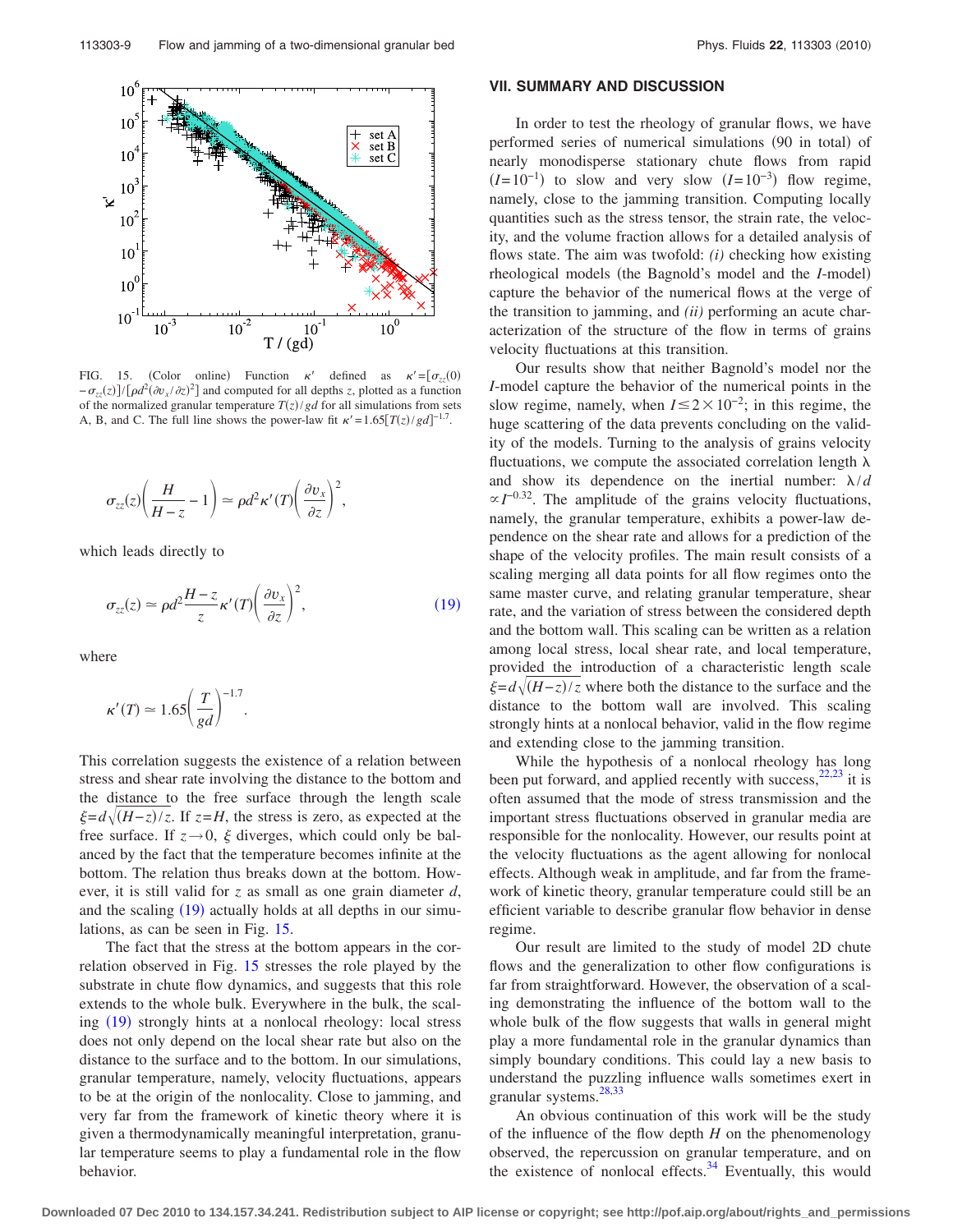FIG. 15. (Color online) Function $\kappa'$ defined as $\kappa' = [\sigma_{zz}(0) - \sigma_{zz}(z)]/[\rho d^2(\partial v_x/\partial z)^2]$ and computed for all depths $z$, plotted as a function of the normalized granular temperature $T(z)/gd$ for all simulations from sets A, B, and C. The full line shows the power-law fit $\kappa' = 1.65[T(z)/gd]^{-1.7}$.

$$\sigma_{zz}(z)\left(\frac{H}{H-z} - 1\right) \simeq \rho d^2 \kappa'(T)\left(\frac{\partial v_x}{\partial z}\right)^2,$$

which leads directly to

$$\sigma_{zz}(z) \simeq \rho d^2 \frac{H-z}{z} \kappa'(T)\left(\frac{\partial v_x}{\partial z}\right)^2, \tag{19}$$

where

$$\kappa'(T) \simeq 1.65\left(\frac{T}{gd}\right)^{-1.7}.$$

This correlation suggests the existence of a relation between stress and shear rate involving the distance to the bottom and the distance to the free surface through the length scale $\xi = d\sqrt{(H-z)/z}$. If $z=H$, the stress is zero, as expected at the free surface. If $z \to 0$, $\xi$ diverges, which could only be balanced by the fact that the temperature becomes infinite at the bottom. The relation thus breaks down at the bottom. However, it is still valid for $z$ as small as one grain diameter $d$, and the scaling (19) actually holds at all depths in our simulations, as can be seen in Fig. 15.

The fact that the stress at the bottom appears in the correlation observed in Fig. 15 stresses the role played by the substrate in chute flow dynamics, and suggests that this role extends to the whole bulk. Everywhere in the bulk, the scaling (19) strongly hints at a nonlocal rheology: local stress does not only depend on the local shear rate but also on the distance to the surface and to the bottom. In our simulations, granular temperature, namely, velocity fluctuations, appears to be at the origin of the nonlocality. Close to jamming, and very far from the framework of kinetic theory where it is given a thermodynamically meaningful interpretation, granular temperature seems to play a fundamental role in the flow behavior.

## VII. SUMMARY AND DISCUSSION

In order to test the rheology of granular flows, we have performed series of numerical simulations (90 in total) of nearly monodisperse stationary chute flows from rapid ($I=10^{-1}$) to slow and very slow ($I=10^{-3}$) flow regime, namely, close to the jamming transition. Computing locally quantities such as the stress tensor, the strain rate, the velocity, and the volume fraction allows for a detailed analysis of flows state. The aim was twofold: *(i)* checking how existing rheological models (the Bagnold's model and the $I$-model) capture the behavior of the numerical flows at the verge of the transition to jamming, and *(ii)* performing an acute characterization of the structure of the flow in terms of grains velocity fluctuations at this transition.

Our results show that neither Bagnold's model nor the $I$-model capture the behavior of the numerical points in the slow regime, namely, when $I \leq 2 \times 10^{-2}$; in this regime, the huge scattering of the data prevents concluding on the validity of the models. Turning to the analysis of grains velocity fluctuations, we compute the associated correlation length $\lambda$ and show its dependence on the inertial number: $\lambda/d \propto I^{-0.32}$. The amplitude of the grains velocity fluctuations, namely, the granular temperature, exhibits a power-law dependence on the shear rate and allows for a prediction of the shape of the velocity profiles. The main result consists of a scaling merging all data points for all flow regimes onto the same master curve, and relating granular temperature, shear rate, and the variation of stress between the considered depth and the bottom wall. This scaling can be written as a relation among local stress, local shear rate, and local temperature, provided the introduction of a characteristic length scale $\xi = d\sqrt{(H-z)/z}$ where both the distance to the surface and the distance to the bottom wall are involved. This scaling strongly hints at a nonlocal behavior, valid in the flow regime and extending close to the jamming transition.

While the hypothesis of a nonlocal rheology has long been put forward, and applied recently with success,[22,23] it is often assumed that the mode of stress transmission and the important stress fluctuations observed in granular media are responsible for the nonlocality. However, our results point at the velocity fluctuations as the agent allowing for nonlocal effects. Although weak in amplitude, and far from the framework of kinetic theory, granular temperature could still be an efficient variable to describe granular flow behavior in dense regime.

Our result are limited to the study of model 2D chute flows and the generalization to other flow configurations is far from straightforward. However, the observation of a scaling demonstrating the influence of the bottom wall to the whole bulk of the flow suggests that walls in general might play a more fundamental role in the granular dynamics than simply boundary conditions. This could lay a new basis to understand the puzzling influence walls sometimes exert in granular systems.[28,33]

An obvious continuation of this work will be the study of the influence of the flow depth $H$ on the phenomenology observed, the repercussion on granular temperature, and on the existence of nonlocal effects.[34] Eventually, this would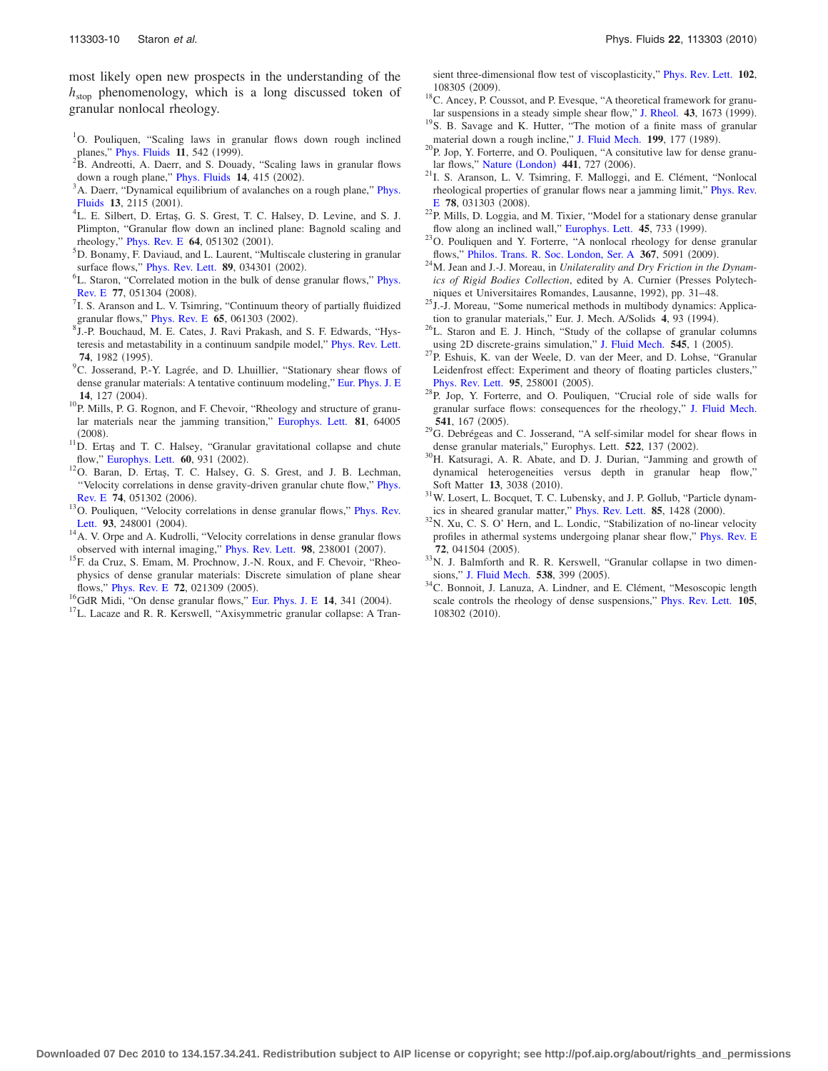most likely open new prospects in the understanding of the $h_{\text{stop}}$ phenomenology, which is a long discussed token of granular nonlocal rheology.

[1] O. Pouliquen, "Scaling laws in granular flows down rough inclined planes," Phys. Fluids **11**, 542 (1999).

[2] B. Andreotti, A. Daerr, and S. Douady, "Scaling laws in granular flows down a rough plane," Phys. Fluids **14**, 415 (2002).

[3] A. Daerr, "Dynamical equilibrium of avalanches on a rough plane," Phys. Fluids **13**, 2115 (2001).

[4] L. E. Silbert, D. Ertaş, G. S. Grest, T. C. Halsey, D. Levine, and S. J. Plimpton, "Granular flow down an inclined plane: Bagnold scaling and rheology," Phys. Rev. E **64**, 051302 (2001).

[5] D. Bonamy, F. Daviaud, and L. Laurent, "Multiscale clustering in granular surface flows," Phys. Rev. Lett. **89**, 034301 (2002).

[6] L. Staron, "Correlated motion in the bulk of dense granular flows," Phys. Rev. E **77**, 051304 (2008).

[7] I. S. Aranson and L. V. Tsimring, "Continuum theory of partially fluidized granular flows," Phys. Rev. E **65**, 061303 (2002).

[8] J.-P. Bouchaud, M. E. Cates, J. Ravi Prakash, and S. F. Edwards, "Hysteresis and metastability in a continuum sandpile model," Phys. Rev. Lett. **74**, 1982 (1995).

[9] C. Josserand, P.-Y. Lagrée, and D. Lhuillier, "Stationary shear flows of dense granular materials: A tentative continuum modeling," Eur. Phys. J. E **14**, 127 (2004).

[10] P. Mills, P. G. Rognon, and F. Chevoir, "Rheology and structure of granular materials near the jamming transition," Europhys. Lett. **81**, 64005 (2008).

[11] D. Ertaş and T. C. Halsey, "Granular gravitational collapse and chute flow," Europhys. Lett. **60**, 931 (2002).

[12] O. Baran, D. Ertaş, T. C. Halsey, G. S. Grest, and J. B. Lechman, "Velocity correlations in dense gravity-driven granular chute flow," Phys. Rev. E **74**, 051302 (2006).

[13] O. Pouliquen, "Velocity correlations in dense granular flows," Phys. Rev. Lett. **93**, 248001 (2004).

[14] A. V. Orpe and A. Kudrolli, "Velocity correlations in dense granular flows observed with internal imaging," Phys. Rev. Lett. **98**, 238001 (2007).

[15] F. da Cruz, S. Emam, M. Prochnow, J.-N. Roux, and F. Chevoir, "Rheophysics of dense granular materials: Discrete simulation of plane shear flows," Phys. Rev. E **72**, 021309 (2005).

[16] GdR Midi, "On dense granular flows," Eur. Phys. J. E **14**, 341 (2004).

[17] L. Lacaze and R. R. Kerswell, "Axisymmetric granular collapse: A transient three-dimensional flow test of viscoplasticity," Phys. Rev. Lett. **102**, 108305 (2009).

[18] C. Ancey, P. Coussot, and P. Evesque, "A theoretical framework for granular suspensions in a steady simple shear flow," J. Rheol. **43**, 1673 (1999).

[19] S. B. Savage and K. Hutter, "The motion of a finite mass of granular material down a rough incline," J. Fluid Mech. **199**, 177 (1989).

[20] P. Jop, Y. Forterre, and O. Pouliquen, "A consitutive law for dense granular flows," Nature (London) **441**, 727 (2006).

[21] I. S. Aranson, L. V. Tsimring, F. Malloggi, and E. Clément, "Nonlocal rheological properties of granular flows near a jamming limit," Phys. Rev. E **78**, 031303 (2008).

[22] P. Mills, D. Loggia, and M. Tixier, "Model for a stationary dense granular flow along an inclined wall," Europhys. Lett. **45**, 733 (1999).

[23] O. Pouliquen and Y. Forterre, "A nonlocal rheology for dense granular flows," Philos. Trans. R. Soc. London, Ser. A **367**, 5091 (2009).

[24] M. Jean and J.-J. Moreau, in *Unilaterality and Dry Friction in the Dynamics of Rigid Bodies Collection*, edited by A. Curnier (Presses Polytechniques et Universitaires Romandes, Lausanne, 1992), pp. 31–48.

[25] J.-J. Moreau, "Some numerical methods in multibody dynamics: Application to granular materials," Eur. J. Mech. A/Solids **4**, 93 (1994).

[26] L. Staron and E. J. Hinch, "Study of the collapse of granular columns using 2D discrete-grains simulation," J. Fluid Mech. **545**, 1 (2005).

[27] P. Eshuis, K. van der Weele, D. van der Meer, and D. Lohse, "Granular Leidenfrost effect: Experiment and theory of floating particles clusters," Phys. Rev. Lett. **95**, 258001 (2005).

[28] P. Jop, Y. Forterre, and O. Pouliquen, "Crucial role of side walls for granular surface flows: consequences for the rheology," J. Fluid Mech. **541**, 167 (2005).

[29] G. Debrégeas and C. Josserand, "A self-similar model for shear flows in dense granular materials," Europhys. Lett. **522**, 137 (2002).

[30] H. Katsuragi, A. R. Abate, and D. J. Durian, "Jamming and growth of dynamical heterogeneities versus depth in granular heap flow," Soft Matter **13**, 3038 (2010).

[31] W. Losert, L. Bocquet, T. C. Lubensky, and J. P. Gollub, "Particle dynamics in sheared granular matter," Phys. Rev. Lett. **85**, 1428 (2000).

[32] N. Xu, C. S. O' Hern, and L. Londic, "Stabilization of no-linear velocity profiles in athermal systems undergoing planar shear flow," Phys. Rev. E **72**, 041504 (2005).

[33] N. J. Balmforth and R. R. Kerswell, "Granular collapse in two dimensions," J. Fluid Mech. **538**, 399 (2005).

[34] C. Bonnoit, J. Lanuza, A. Lindner, and E. Clément, "Mesoscopic length scale controls the rheology of dense suspensions," Phys. Rev. Lett. **105**, 108302 (2010).